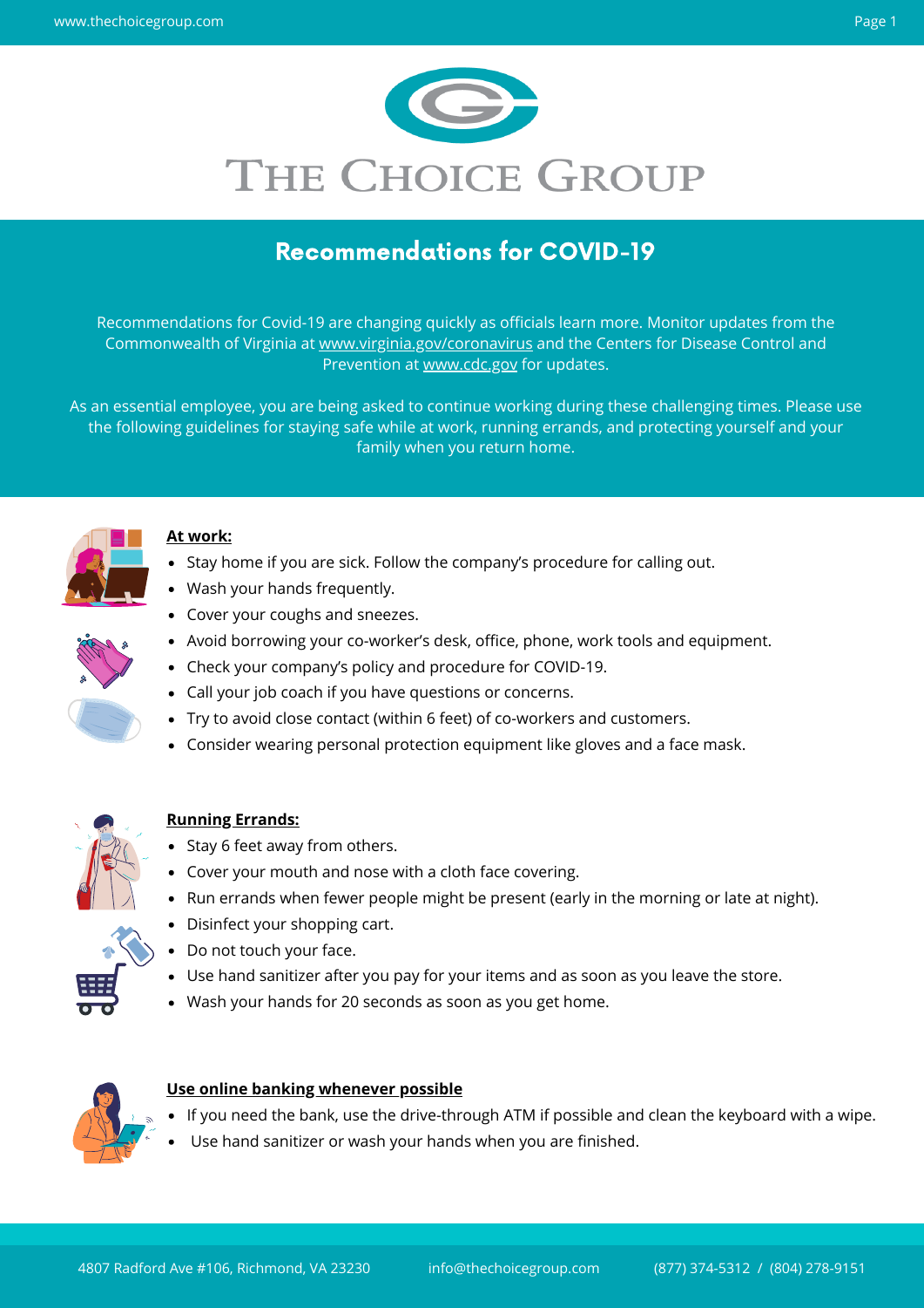# THE CHOICE GROUP

## Recommendations for COVID-19

Recommendations for Covid-19 are changing quickly as officials learn more. Monitor updates from the Commonwealth of Virginia at www.virginia.gov/coronavirus and the Centers for Disease Control and Prevention at www.cdc.gov for updates.

As an essential employee, you are being asked to continue working during these challenging times. Please use the following guidelines for staying safe while at work, running errands, and protecting yourself and your family when you return home.

### At work:

- Stay home if you are sick. Follow the company's procedure for calling out.
- Wash your hands frequently.
- Cover your coughs and sneezes.
- Avoid borrowing your co-worker's desk, office, phone, work tools and equipment.
- Check your company's policy and procedure for COVID-19.
- Call your job coach if you have questions or concerns.
- Try to avoid close contact (within 6 feet) of co-workers and customers.
- Consider wearing personal protection equipment like gloves and a face mask.

### Running Errands:

- Stay 6 feet away from others.
- Cover your mouth and nose with a cloth face covering.
- Run errands when fewer people might be present (early in the morning or late at night).
- Disinfect your shopping cart.
- Do not touch your face.
- Use hand sanitizer after you pay for your items and as soon as you leave the store.
- Wash your hands for 20 seconds as soon as you get home.

### Use online banking whenever possible

- If you need the bank, use the drive-through ATM if possible and clean the keyboard with a wipe.
- Use hand sanitizer or wash your hands when you are finished.

4807 Radford Ave #106, Richmond, VA 23230 | info@thechoicegroup.com | (877) 374-5312 / (804) 278-9151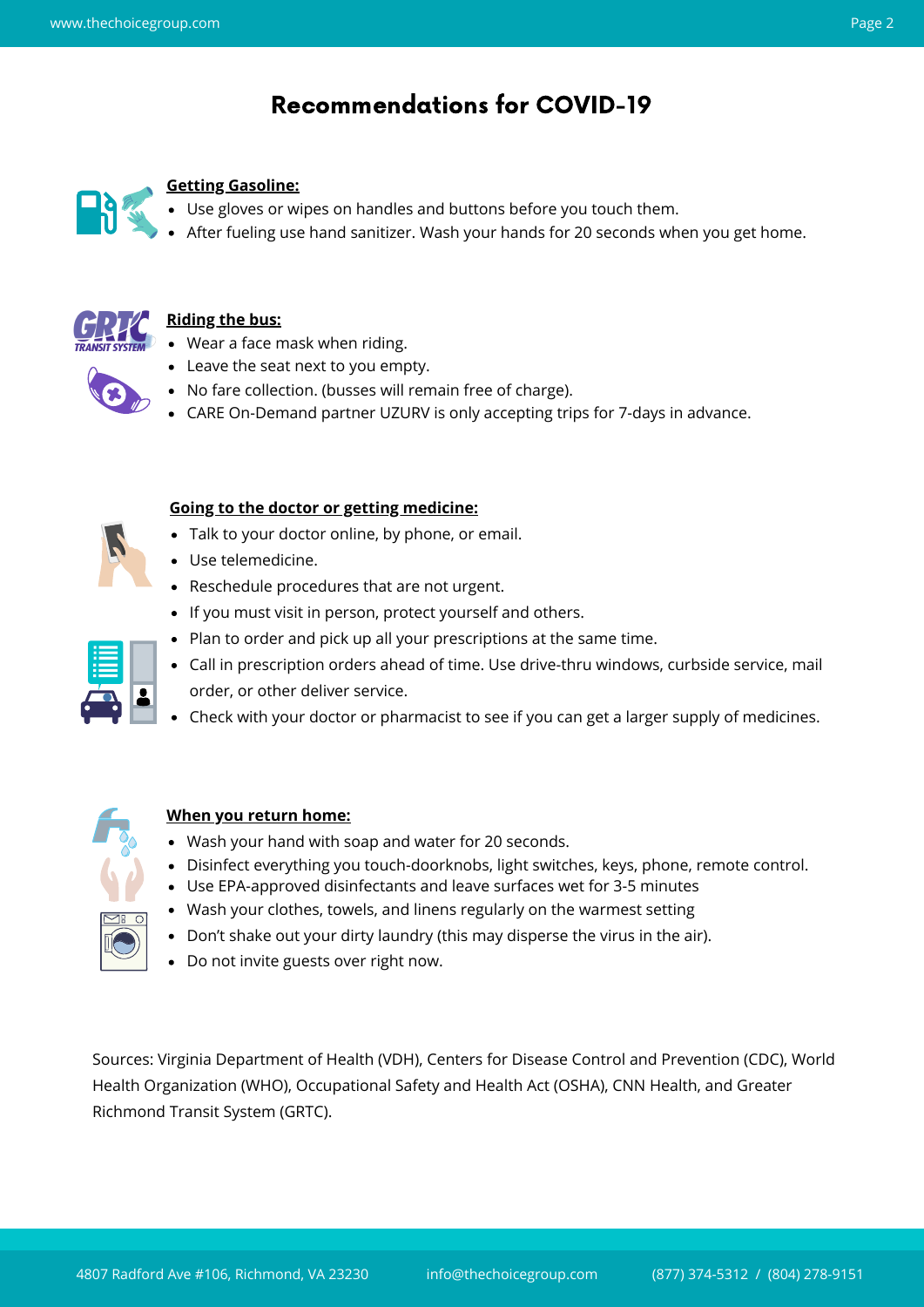# Recommendations for COVID-19

**Getting Gasoline:**

- Use gloves or wipes on handles and buttons before you touch them.
- After fueling use hand sanitizer. Wash your hands for 20 seconds when you get home.

**Riding the bus:**

- Wear a face mask when riding.
- Leave the seat next to you empty.
- No fare collection. (busses will remain free of charge).
- CARE On-Demand partner UZURV is only accepting trips for 7-days in advance.

**Going to the doctor or getting medicine:**

- Talk to your doctor online, by phone, or email.
- Use telemedicine.
- Reschedule procedures that are not urgent.
- If you must visit in person, protect yourself and others.
- Plan to order and pick up all your prescriptions at the same time.
- Call in prescription orders ahead of time. Use drive-thru windows, curbside service, mail order, or other deliver service.
- Check with your doctor or pharmacist to see if you can get a larger supply of medicines.

**When you return home:**

- Wash your hand with soap and water for 20 seconds.
- Disinfect everything you touch-doorknobs, light switches, keys, phone, remote control.
- Use EPA-approved disinfectants and leave surfaces wet for 3-5 minutes
- Wash your clothes, towels, and linens regularly on the warmest setting
- Don't shake out your dirty laundry (this may disperse the virus in the air).
- Do not invite guests over right now.

Sources: Virginia Department of Health (VDH), Centers for Disease Control and Prevention (CDC), World Health Organization (WHO), Occupational Safety and Health Act (OSHA), CNN Health, and Greater Richmond Transit System (GRTC).

4807 Radford Ave #106, Richmond, VA 23230 info@thechoicegroup.com (877) 374-5312 / (804) 278-9151